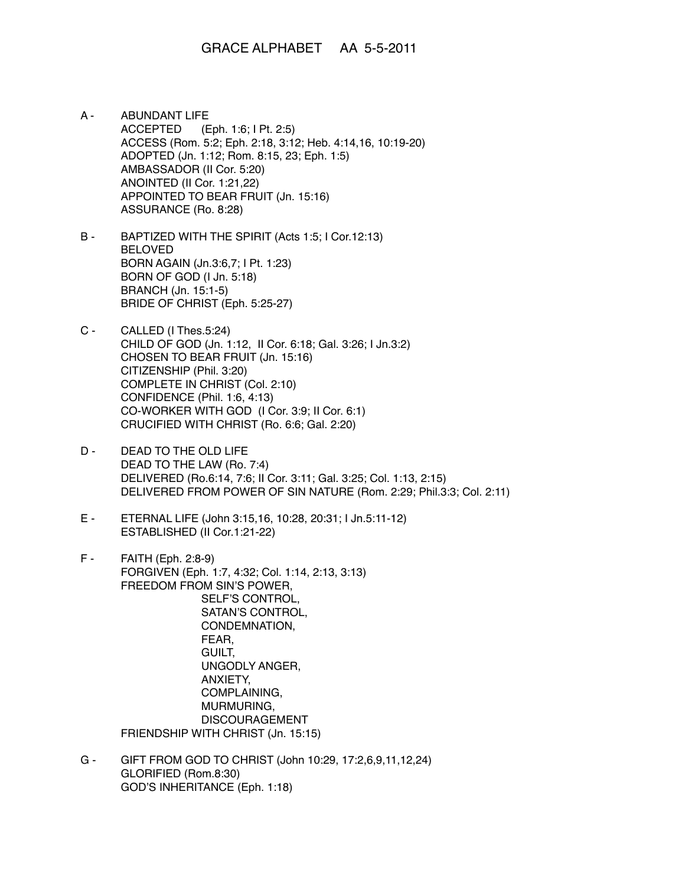# GRACE ALPHABET AA 5-5-2011

A -
- ABUNDANT LIFE
- ACCEPTED (Eph. 1:6; I Pt. 2:5)
- ACCESS (Rom. 5:2; Eph. 2:18, 3:12; Heb. 4:14,16, 10:19-20)
- ADOPTED (Jn. 1:12; Rom. 8:15, 23; Eph. 1:5)
- AMBASSADOR (II Cor. 5:20)
- ANOINTED (II Cor. 1:21,22)
- APPOINTED TO BEAR FRUIT (Jn. 15:16)
- ASSURANCE (Ro. 8:28)

B -
- BAPTIZED WITH THE SPIRIT (Acts 1:5; I Cor.12:13)
- BELOVED
- BORN AGAIN (Jn.3:6,7; I Pt. 1:23)
- BORN OF GOD (I Jn. 5:18)
- BRANCH (Jn. 15:1-5)
- BRIDE OF CHRIST (Eph. 5:25-27)

C -
- CALLED (I Thes.5:24)
- CHILD OF GOD (Jn. 1:12, II Cor. 6:18; Gal. 3:26; I Jn.3:2)
- CHOSEN TO BEAR FRUIT (Jn. 15:16)
- CITIZENSHIP (Phil. 3:20)
- COMPLETE IN CHRIST (Col. 2:10)
- CONFIDENCE (Phil. 1:6, 4:13)
- CO-WORKER WITH GOD (I Cor. 3:9; II Cor. 6:1)
- CRUCIFIED WITH CHRIST (Ro. 6:6; Gal. 2:20)

D -
- DEAD TO THE OLD LIFE
- DEAD TO THE LAW (Ro. 7:4)
- DELIVERED (Ro.6:14, 7:6; II Cor. 3:11; Gal. 3:25; Col. 1:13, 2:15)
- DELIVERED FROM POWER OF SIN NATURE (Rom. 2:29; Phil.3:3; Col. 2:11)

E -
- ETERNAL LIFE (John 3:15,16, 10:28, 20:31; I Jn.5:11-12)
- ESTABLISHED (II Cor.1:21-22)

F -
- FAITH (Eph. 2:8-9)
- FORGIVEN (Eph. 1:7, 4:32; Col. 1:14, 2:13, 3:13)
- FREEDOM FROM SIN'S POWER,
  - SELF'S CONTROL,
  - SATAN'S CONTROL,
  - CONDEMNATION,
  - FEAR,
  - GUILT,
  - UNGODLY ANGER,
  - ANXIETY,
  - COMPLAINING,
  - MURMURING,
  - DISCOURAGEMENT
- FRIENDSHIP WITH CHRIST (Jn. 15:15)

G -
- GIFT FROM GOD TO CHRIST (John 10:29, 17:2,6,9,11,12,24)
- GLORIFIED (Rom.8:30)
- GOD'S INHERITANCE (Eph. 1:18)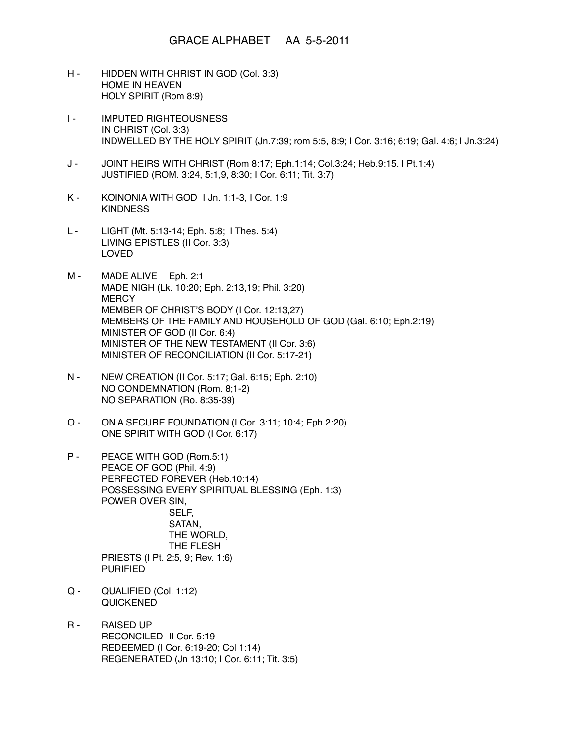# GRACE ALPHABET AA 5-5-2011

H - HIDDEN WITH CHRIST IN GOD (Col. 3:3)
HOME IN HEAVEN
HOLY SPIRIT (Rom 8:9)

I - IMPUTED RIGHTEOUSNESS
IN CHRIST (Col. 3:3)
INDWELLED BY THE HOLY SPIRIT (Jn.7:39; rom 5:5, 8:9; I Cor. 3:16; 6:19; Gal. 4:6; I Jn.3:24)

J - JOINT HEIRS WITH CHRIST (Rom 8:17; Eph.1:14; Col.3:24; Heb.9:15. I Pt.1:4)
JUSTIFIED (ROM. 3:24, 5:1,9, 8:30; I Cor. 6:11; Tit. 3:7)

K - KOINONIA WITH GOD I Jn. 1:1-3, I Cor. 1:9
KINDNESS

L - LIGHT (Mt. 5:13-14; Eph. 5:8; I Thes. 5:4)
LIVING EPISTLES (II Cor. 3:3)
LOVED

M - MADE ALIVE Eph. 2:1
MADE NIGH (Lk. 10:20; Eph. 2:13,19; Phil. 3:20)
MERCY
MEMBER OF CHRIST'S BODY (I Cor. 12:13,27)
MEMBERS OF THE FAMILY AND HOUSEHOLD OF GOD (Gal. 6:10; Eph.2:19)
MINISTER OF GOD (II Cor. 6:4)
MINISTER OF THE NEW TESTAMENT (II Cor. 3:6)
MINISTER OF RECONCILIATION (II Cor. 5:17-21)

N - NEW CREATION (II Cor. 5:17; Gal. 6:15; Eph. 2:10)
NO CONDEMNATION (Rom. 8;1-2)
NO SEPARATION (Ro. 8:35-39)

O - ON A SECURE FOUNDATION (I Cor. 3:11; 10:4; Eph.2:20)
ONE SPIRIT WITH GOD (I Cor. 6:17)

P - PEACE WITH GOD (Rom.5:1)
PEACE OF GOD (Phil. 4:9)
PERFECTED FOREVER (Heb.10:14)
POSSESSING EVERY SPIRITUAL BLESSING (Eph. 1:3)
POWER OVER SIN,
SELF,
SATAN,
THE WORLD,
THE FLESH
PRIESTS (I Pt. 2:5, 9; Rev. 1:6)
PURIFIED

Q - QUALIFIED (Col. 1:12)
QUICKENED

R - RAISED UP
RECONCILED II Cor. 5:19
REDEEMED (I Cor. 6:19-20; Col 1:14)
REGENERATED (Jn 13:10; I Cor. 6:11; Tit. 3:5)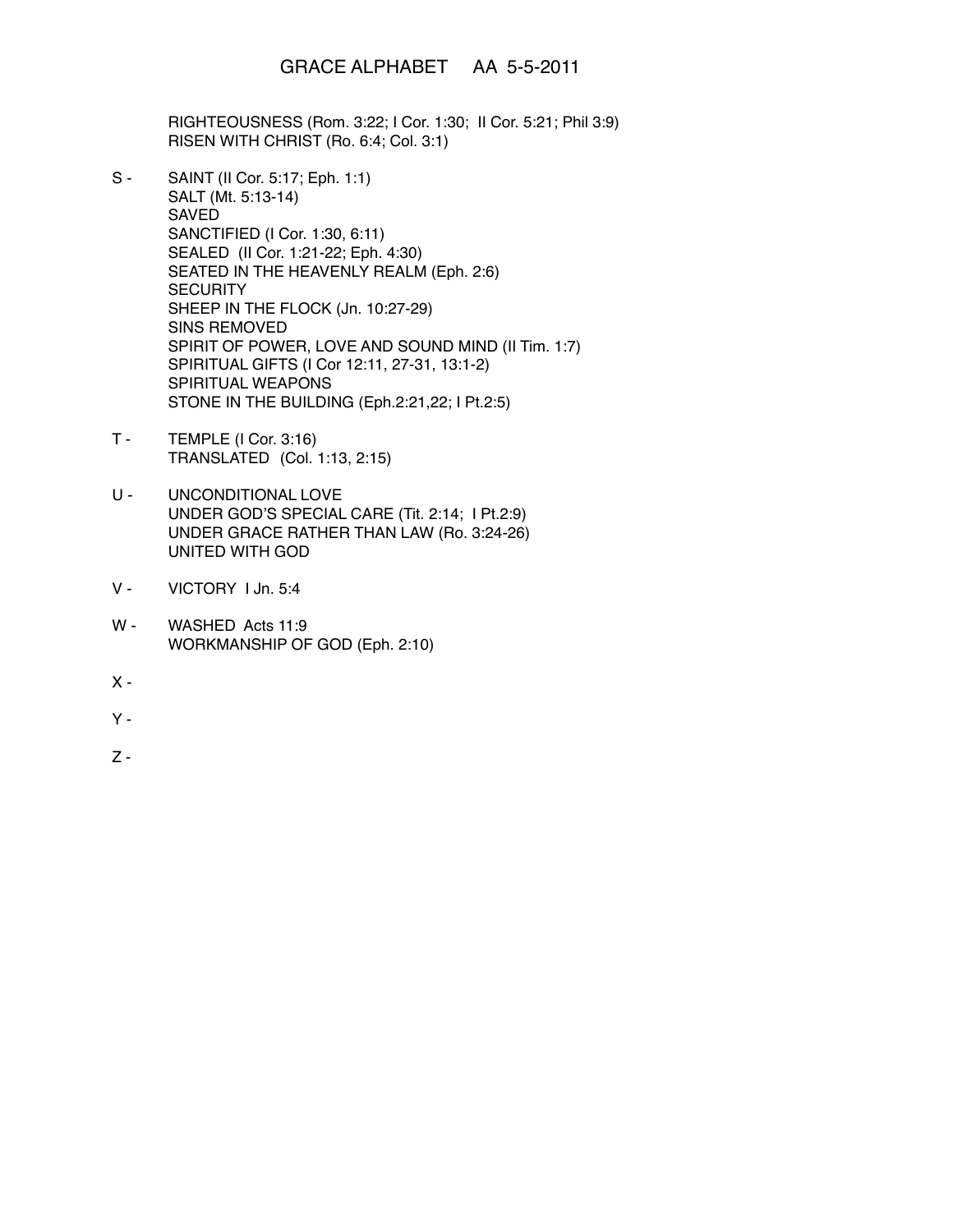RIGHTEOUSNESS (Rom. 3:22; I Cor. 1:30; II Cor. 5:21; Phil 3:9)
RISEN WITH CHRIST (Ro. 6:4; Col. 3:1)

S - SAINT (II Cor. 5:17; Eph. 1:1)
SALT (Mt. 5:13-14)
SAVED
SANCTIFIED (I Cor. 1:30, 6:11)
SEALED (II Cor. 1:21-22; Eph. 4:30)
SEATED IN THE HEAVENLY REALM (Eph. 2:6)
SECURITY
SHEEP IN THE FLOCK (Jn. 10:27-29)
SINS REMOVED
SPIRIT OF POWER, LOVE AND SOUND MIND (II Tim. 1:7)
SPIRITUAL GIFTS (I Cor 12:11, 27-31, 13:1-2)
SPIRITUAL WEAPONS
STONE IN THE BUILDING (Eph.2:21,22; I Pt.2:5)

T - TEMPLE (I Cor. 3:16)
TRANSLATED (Col. 1:13, 2:15)

U - UNCONDITIONAL LOVE
UNDER GOD'S SPECIAL CARE (Tit. 2:14; I Pt.2:9)
UNDER GRACE RATHER THAN LAW (Ro. 3:24-26)
UNITED WITH GOD

V - VICTORY I Jn. 5:4

W - WASHED Acts 11:9
WORKMANSHIP OF GOD (Eph. 2:10)

X -

Y -

Z -